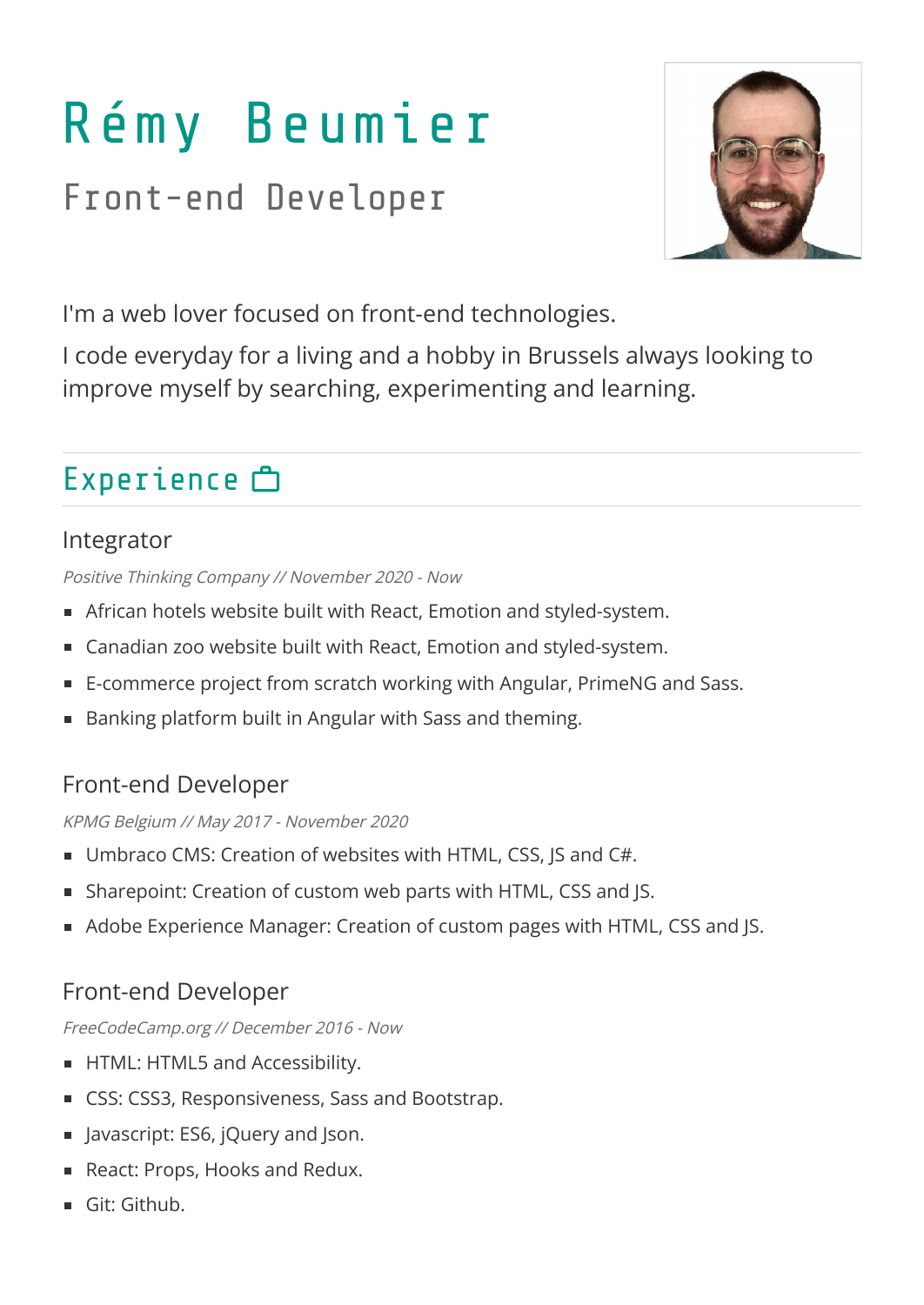# Rémy Beumier

## Front-end Developer

I'm a web lover focused on front-end technologies.

I code everyday for a living and a hobby in Brussels always looking to improve myself by searching, experimenting and learning.

## Experience

### Integrator

*Positive Thinking Company // November 2020 - Now*

- African hotels website built with React, Emotion and styled-system.
- Canadian zoo website built with React, Emotion and styled-system.
- E-commerce project from scratch working with Angular, PrimeNG and Sass.
- Banking platform built in Angular with Sass and theming.

### Front-end Developer

*KPMG Belgium // May 2017 - November 2020*

- Umbraco CMS: Creation of websites with HTML, CSS, JS and C#.
- Sharepoint: Creation of custom web parts with HTML, CSS and JS.
- Adobe Experience Manager: Creation of custom pages with HTML, CSS and JS.

### Front-end Developer

*FreeCodeCamp.org // December 2016 - Now*

- HTML: HTML5 and Accessibility.
- CSS: CSS3, Responsiveness, Sass and Bootstrap.
- Javascript: ES6, jQuery and Json.
- React: Props, Hooks and Redux.
- Git: Github.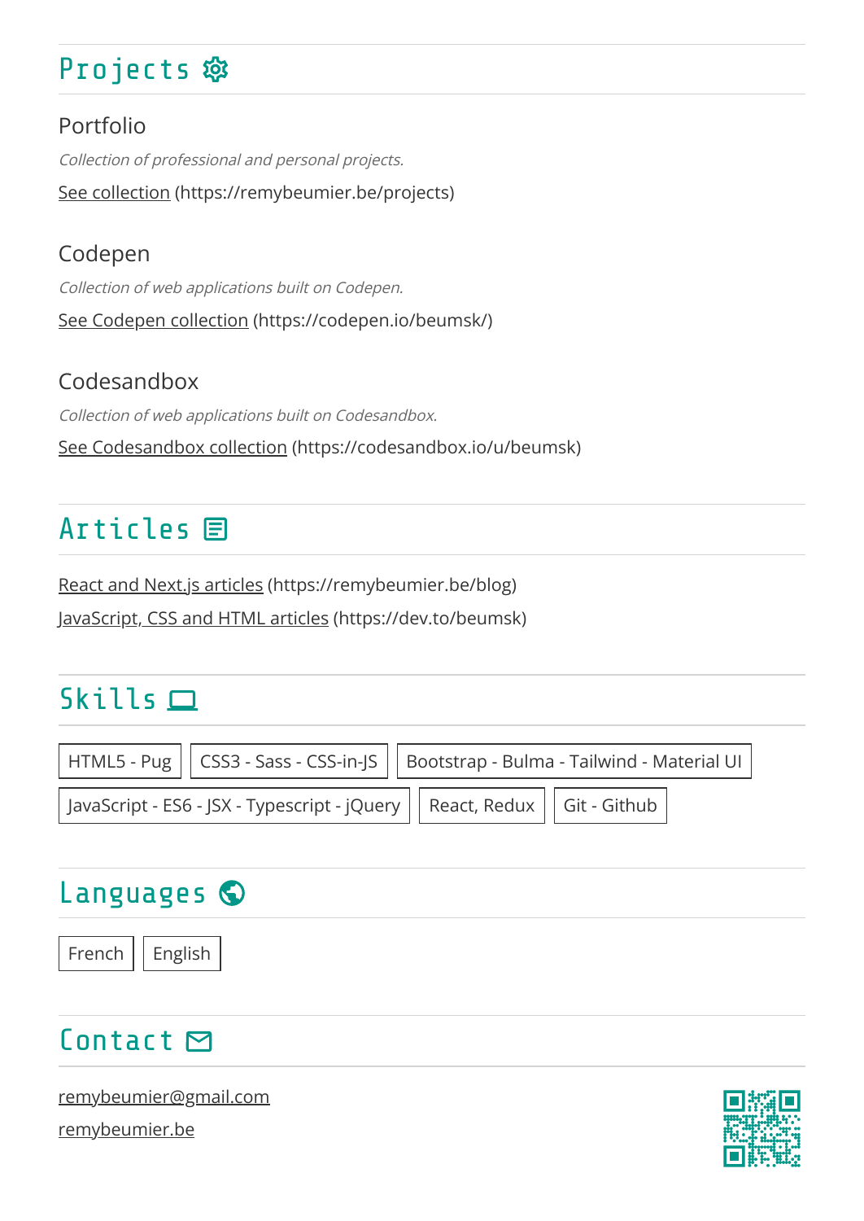## Projects

### Portfolio

*Collection of professional and personal projects.*

See collection (https://remybeumier.be/projects)

### Codepen

*Collection of web applications built on Codepen.*

See Codepen collection (https://codepen.io/beumsk/)

### Codesandbox

*Collection of web applications built on Codesandbox.*

See Codesandbox collection (https://codesandbox.io/u/beumsk)

## Articles

React and Next.js articles (https://remybeumier.be/blog)

JavaScript, CSS and HTML articles (https://dev.to/beumsk)

## Skills

- HTML5 - Pug
- CSS3 - Sass - CSS-in-JS
- Bootstrap - Bulma - Tailwind - Material UI
- JavaScript - ES6 - JSX - Typescript - jQuery
- React, Redux
- Git - Github

## Languages

- French
- English

## Contact

remybeumier@gmail.com

remybeumier.be